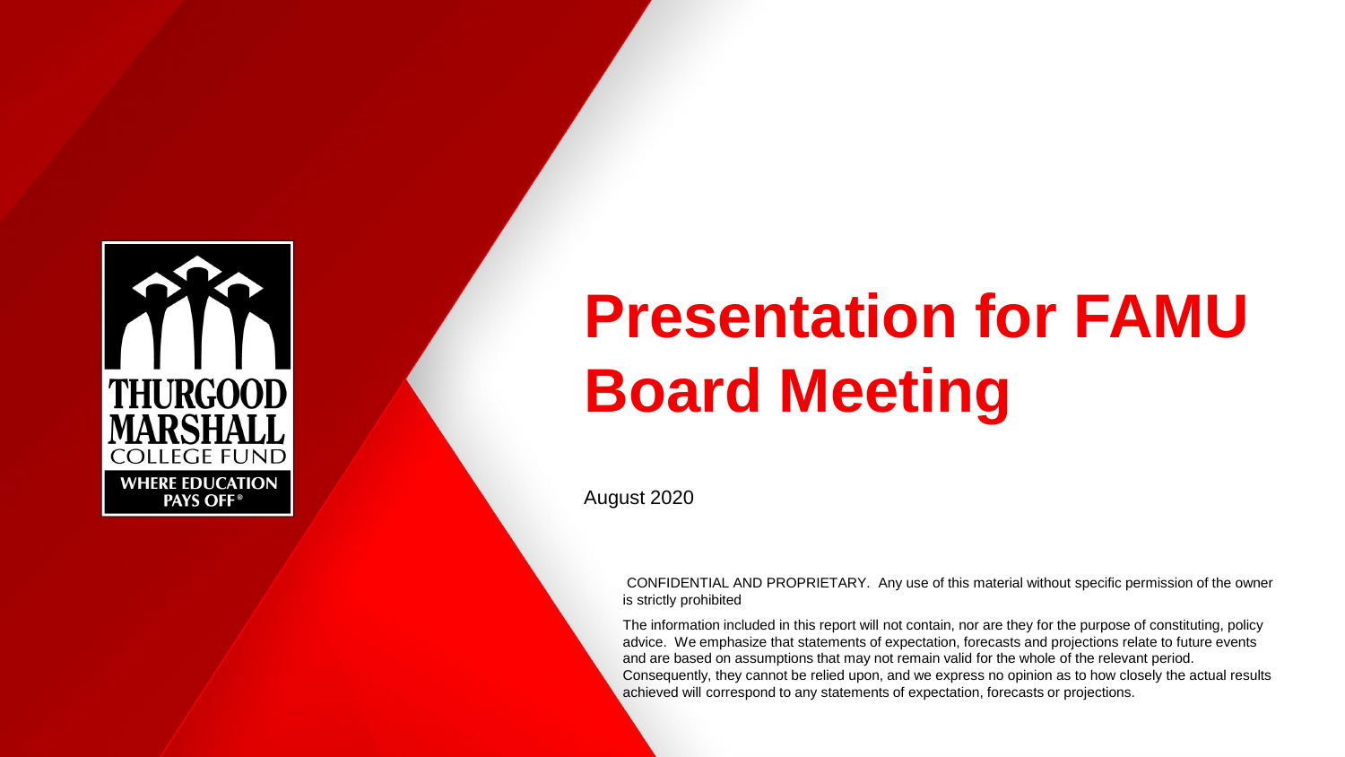THURGOOD MARSHALL COLLEGE FUND

WHERE EDUCATION PAYS OFF®

# Presentation for FAMU Board Meeting

August 2020

CONFIDENTIAL AND PROPRIETARY. Any use of this material without specific permission of the owner is strictly prohibited

The information included in this report will not contain, nor are they for the purpose of constituting, policy advice. We emphasize that statements of expectation, forecasts and projections relate to future events and are based on assumptions that may not remain valid for the whole of the relevant period. Consequently, they cannot be relied upon, and we express no opinion as to how closely the actual results achieved will correspond to any statements of expectation, forecasts or projections.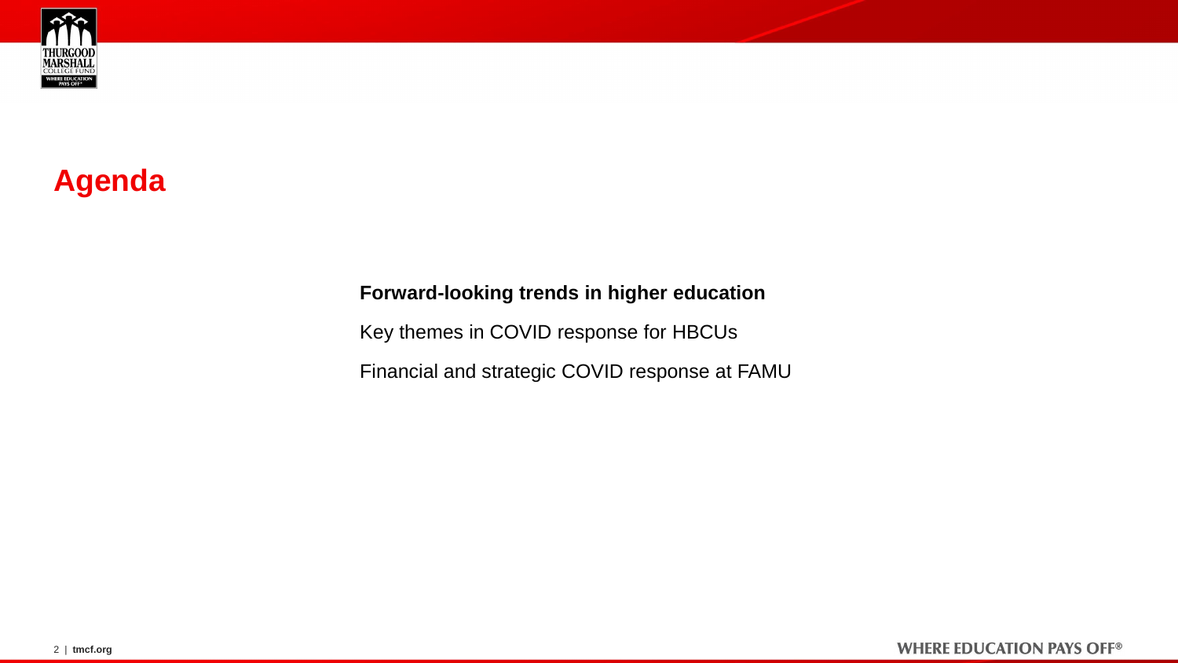# Agenda

**Forward-looking trends in higher education**

Key themes in COVID response for HBCUs

Financial and strategic COVID response at FAMU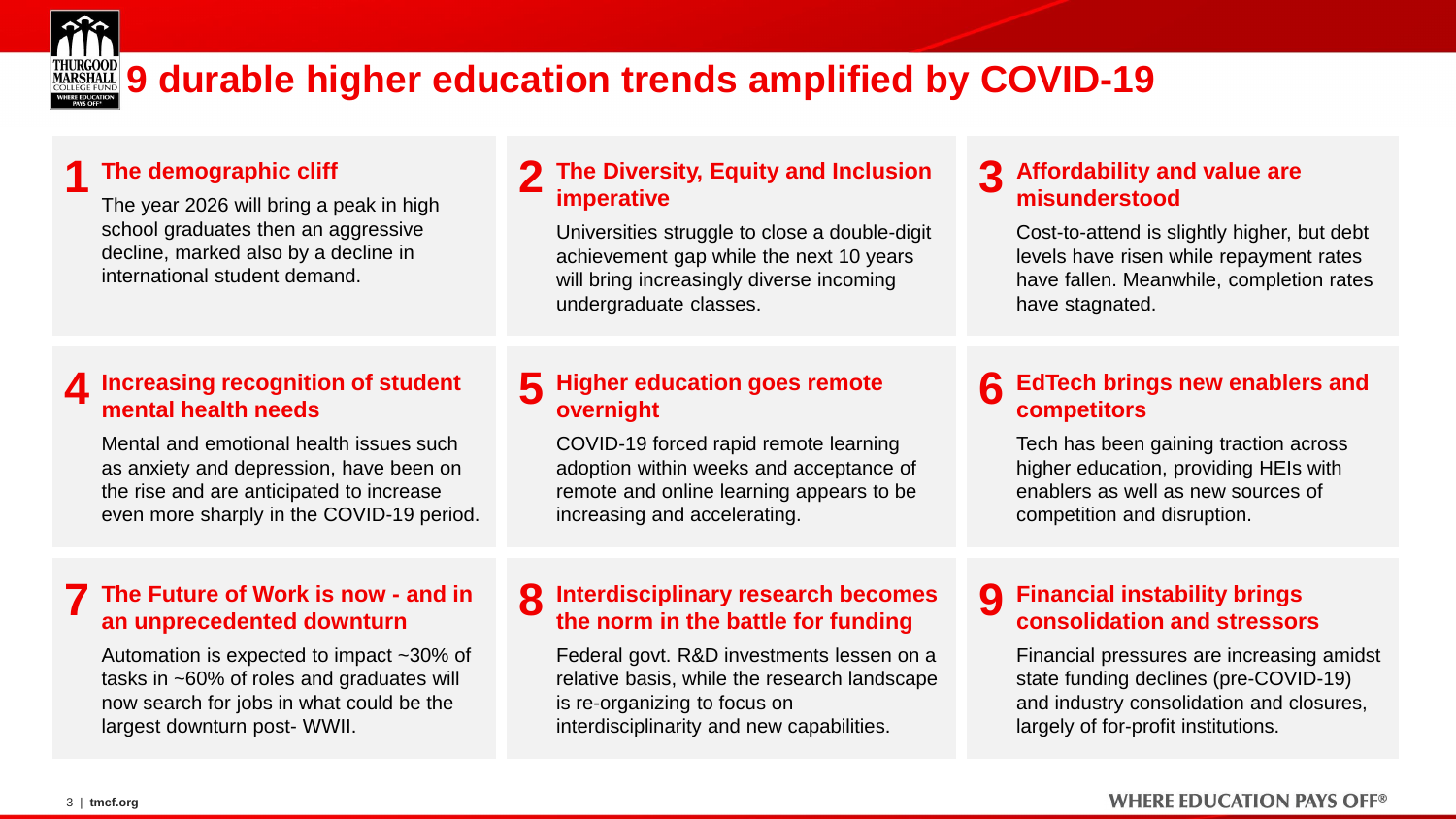# 9 durable higher education trends amplified by COVID-19

### 1 The demographic cliff

The year 2026 will bring a peak in high school graduates then an aggressive decline, marked also by a decline in international student demand.

### 2 The Diversity, Equity and Inclusion imperative

Universities struggle to close a double-digit achievement gap while the next 10 years will bring increasingly diverse incoming undergraduate classes.

### 3 Affordability and value are misunderstood

Cost-to-attend is slightly higher, but debt levels have risen while repayment rates have fallen. Meanwhile, completion rates have stagnated.

### 4 Increasing recognition of student mental health needs

Mental and emotional health issues such as anxiety and depression, have been on the rise and are anticipated to increase even more sharply in the COVID-19 period.

### 5 Higher education goes remote overnight

COVID-19 forced rapid remote learning adoption within weeks and acceptance of remote and online learning appears to be increasing and accelerating.

### 6 EdTech brings new enablers and competitors

Tech has been gaining traction across higher education, providing HEIs with enablers as well as new sources of competition and disruption.

### 7 The Future of Work is now - and in an unprecedented downturn

Automation is expected to impact ~30% of tasks in ~60% of roles and graduates will now search for jobs in what could be the largest downturn post- WWII.

### 8 Interdisciplinary research becomes the norm in the battle for funding

Federal govt. R&D investments lessen on a relative basis, while the research landscape is re-organizing to focus on interdisciplinarity and new capabilities.

### 9 Financial instability brings consolidation and stressors

Financial pressures are increasing amidst state funding declines (pre-COVID-19) and industry consolidation and closures, largely of for-profit institutions.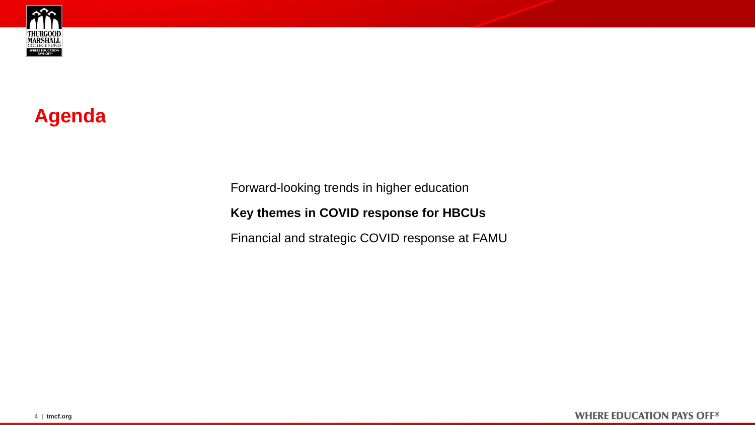# Agenda

Forward-looking trends in higher education

**Key themes in COVID response for HBCUs**

Financial and strategic COVID response at FAMU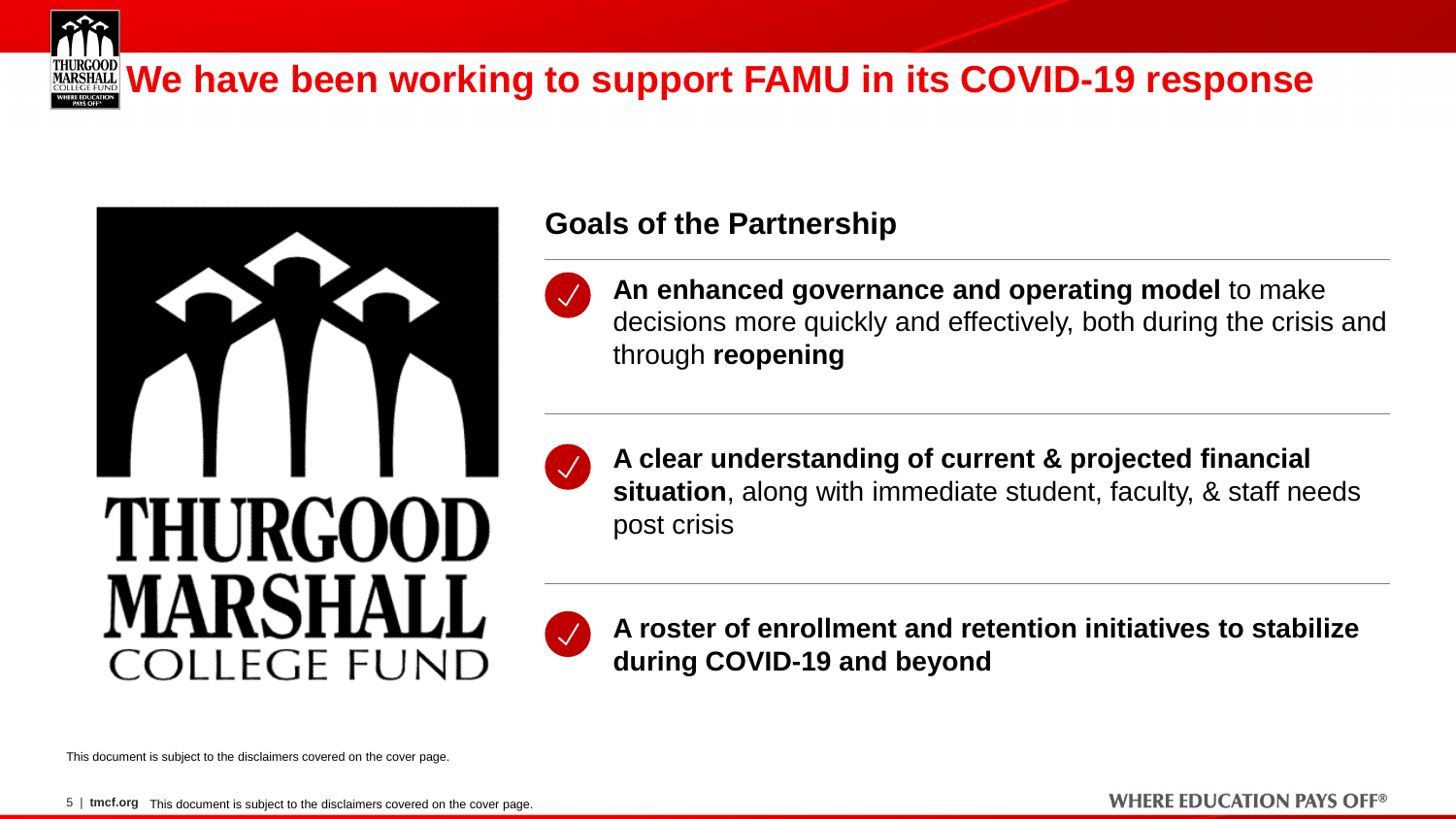# We have been working to support FAMU in its COVID-19 response

## Goals of the Partnership

- **An enhanced governance and operating model** to make decisions more quickly and effectively, both during the crisis and through **reopening**
- **A clear understanding of current & projected financial situation**, along with immediate student, faculty, & staff needs post crisis
- **A roster of enrollment and retention initiatives to stabilize during COVID-19 and beyond**

This document is subject to the disclaimers covered on the cover page.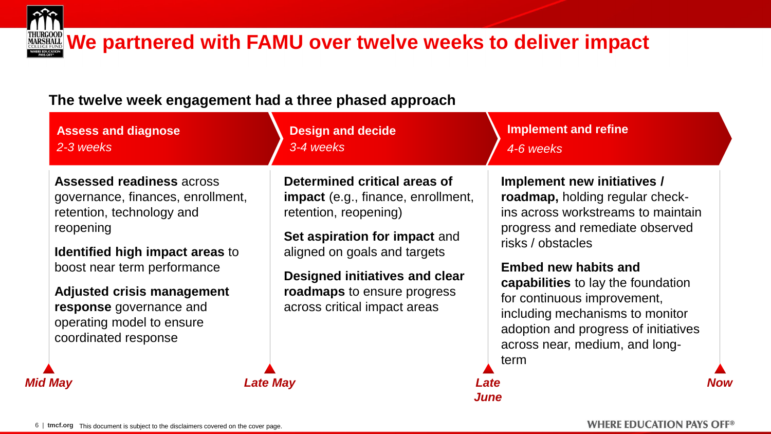# We partnered with FAMU over twelve weeks to deliver impact

## The twelve week engagement had a three phased approach

### Assess and diagnose
*2-3 weeks*

**Assessed readiness** across governance, finances, enrollment, retention, technology and reopening

**Identified high impact areas** to boost near term performance

**Adjusted crisis management response** governance and operating model to ensure coordinated response

### Design and decide
*3-4 weeks*

**Determined critical areas of impact** (e.g., finance, enrollment, retention, reopening)

**Set aspiration for impact** and aligned on goals and targets

**Designed initiatives and clear roadmaps** to ensure progress across critical impact areas

### Implement and refine
*4-6 weeks*

**Implement new initiatives / roadmap,** holding regular check-ins across workstreams to maintain progress and remediate observed risks / obstacles

**Embed new habits and capabilities** to lay the foundation for continuous improvement, including mechanisms to monitor adoption and progress of initiatives across near, medium, and long-term

***Mid May*** — ***Late May*** — ***Late June*** — ***Now***

This document is subject to the disclaimers covered on the cover page.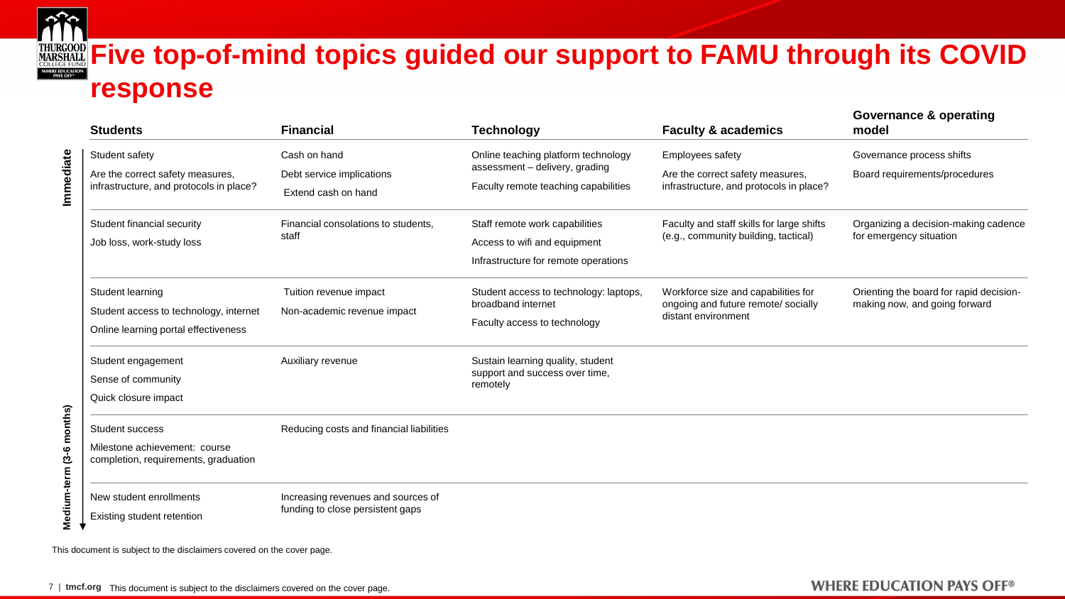# Five top-of-mind topics guided our support to FAMU through its COVID response

| | Students | Financial | Technology | Faculty & academics | Governance & operating model |
|---|---|---|---|---|---|
| Immediate | Student safety<br>Are the correct safety measures, infrastructure, and protocols in place? | Cash on hand<br>Debt service implications<br>Extend cash on hand | Online teaching platform technology assessment – delivery, grading<br>Faculty remote teaching capabilities | Employees safety<br>Are the correct safety measures, infrastructure, and protocols in place? | Governance process shifts<br>Board requirements/procedures |
| | Student financial security<br>Job loss, work-study loss | Financial consolations to students, staff | Staff remote work capabilities<br>Access to wifi and equipment<br>Infrastructure for remote operations | Faculty and staff skills for large shifts (e.g., community building, tactical) | Organizing a decision-making cadence for emergency situation |
| | Student learning<br>Student access to technology, internet<br>Online learning portal effectiveness | Tuition revenue impact<br>Non-academic revenue impact | Student access to technology: laptops, broadband internet<br>Faculty access to technology | Workforce size and capabilities for ongoing and future remote/ socially distant environment | Orienting the board for rapid decision-making now, and going forward |
| | Student engagement<br>Sense of community<br>Quick closure impact | Auxiliary revenue | Sustain learning quality, student support and success over time, remotely | | |
| | Student success<br>Milestone achievement: course completion, requirements, graduation | Reducing costs and financial liabilities | | | |
| Medium-term (3-6 months) | New student enrollments<br>Existing student retention | Increasing revenues and sources of funding to close persistent gaps | | | |

This document is subject to the disclaimers covered on the cover page.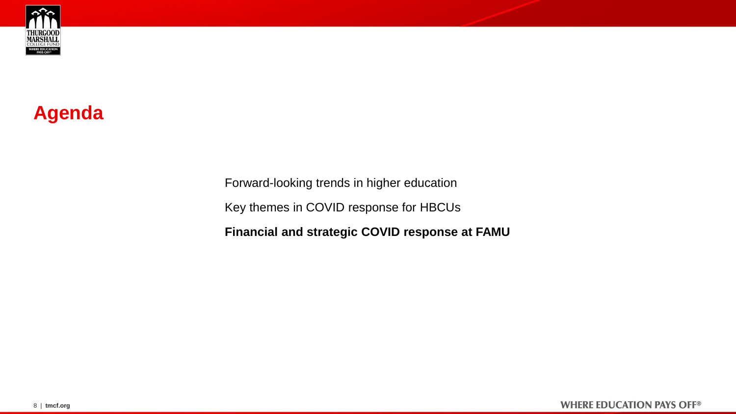# Agenda

Forward-looking trends in higher education

Key themes in COVID response for HBCUs

**Financial and strategic COVID response at FAMU**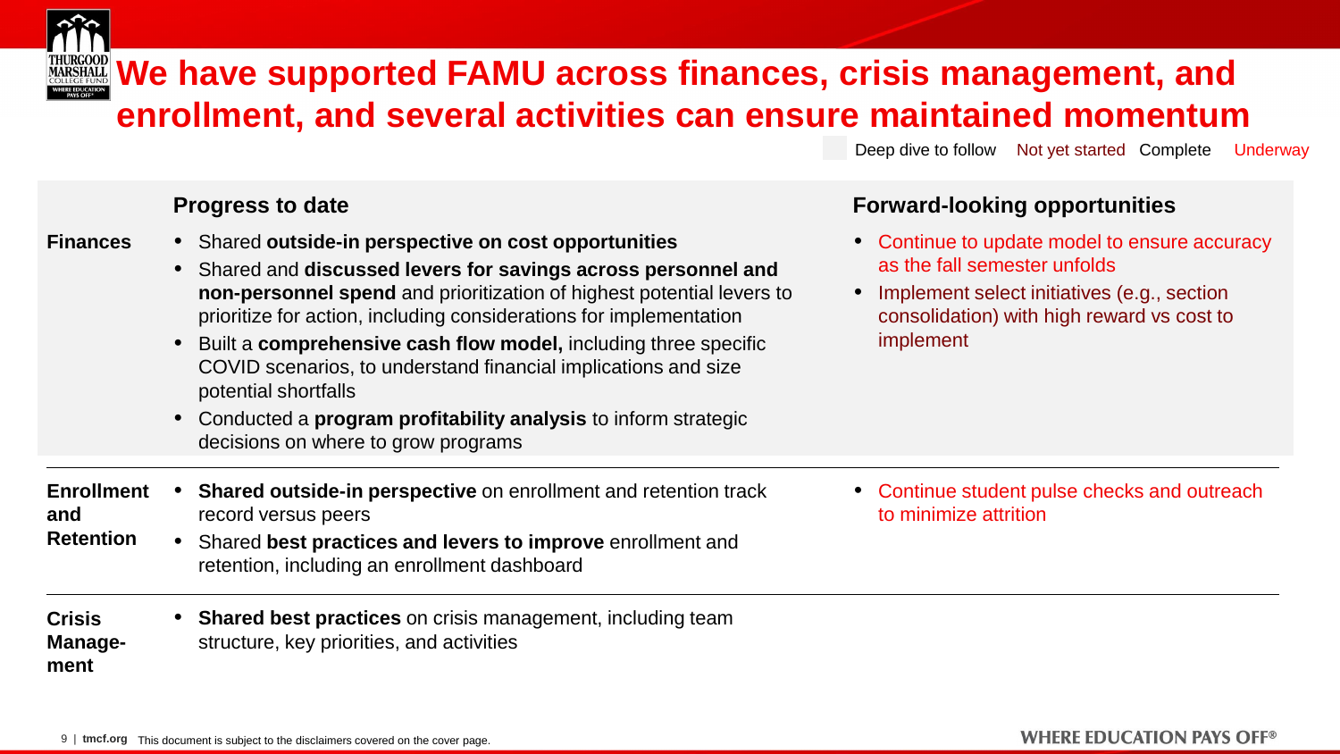# We have supported FAMU across finances, crisis management, and enrollment, and several activities can ensure maintained momentum

Deep dive to follow | Not yet started | Complete | Underway

| | Progress to date | Forward-looking opportunities |
|---|---|---|
| **Finances** | • Shared **outside-in perspective on cost opportunities**<br>• Shared and **discussed levers for savings across personnel and non-personnel spend** and prioritization of highest potential levers to prioritize for action, including considerations for implementation<br>• Built a **comprehensive cash flow model,** including three specific COVID scenarios, to understand financial implications and size potential shortfalls<br>• Conducted a **program profitability analysis** to inform strategic decisions on where to grow programs | • Continue to update model to ensure accuracy as the fall semester unfolds<br>• Implement select initiatives (e.g., section consolidation) with high reward vs cost to implement |
| **Enrollment and Retention** | • **Shared outside-in perspective** on enrollment and retention track record versus peers<br>• Shared **best practices and levers to improve** enrollment and retention, including an enrollment dashboard | • Continue student pulse checks and outreach to minimize attrition |
| **Crisis Manage-ment** | • **Shared best practices** on crisis management, including team structure, key priorities, and activities | |

This document is subject to the disclaimers covered on the cover page.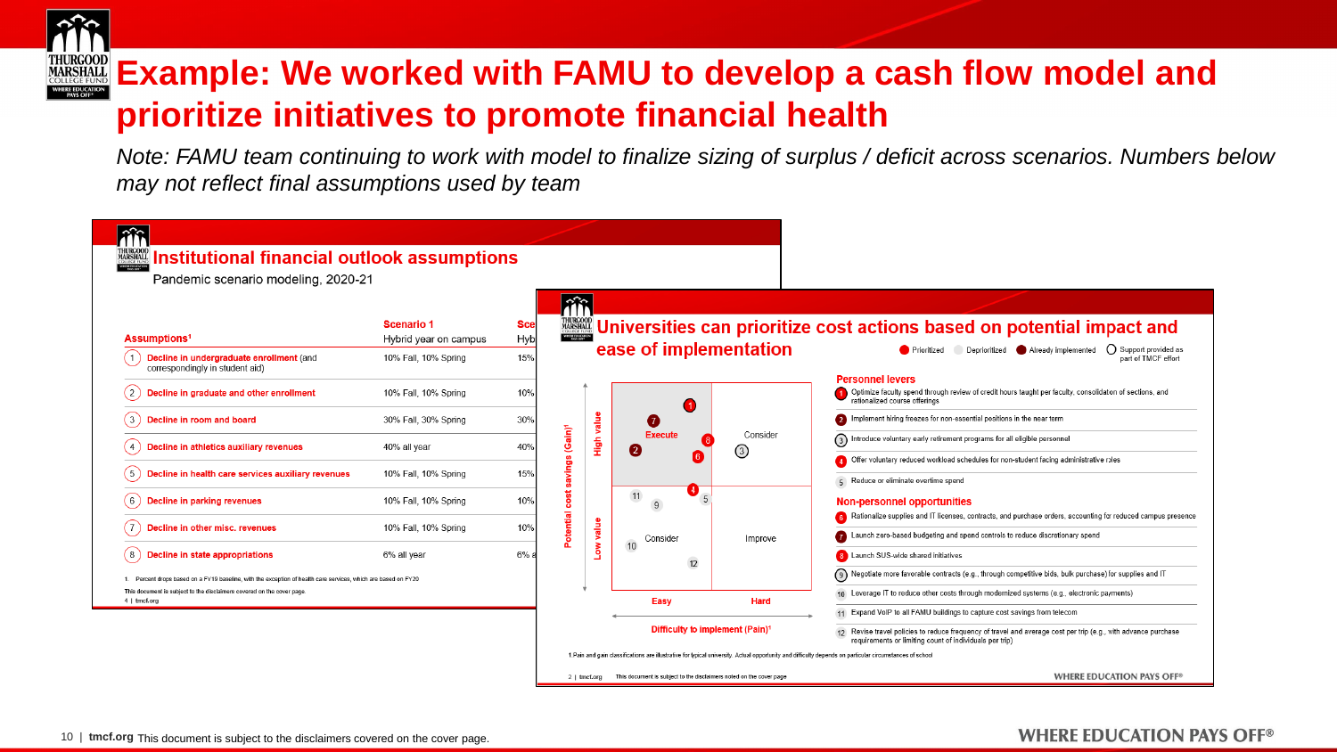# Example: We worked with FAMU to develop a cash flow model and prioritize initiatives to promote financial health

*Note: FAMU team continuing to work with model to finalize sizing of surplus / deficit across scenarios. Numbers below may not reflect final assumptions used by team*

## Institutional financial outlook assumptions

Pandemic scenario modeling, 2020-21

| Assumptions[1] | Scenario 1 Hybrid year on campus | Sce Hyb |
|---|---|---|
| 1 Decline in undergraduate enrollment (and correspondingly in student aid) | 10% Fall, 10% Spring | 15% |
| 2 Decline in graduate and other enrollment | 10% Fall, 10% Spring | 10% |
| 3 Decline in room and board | 30% Fall, 30% Spring | 30% |
| 4 Decline in athletics auxiliary revenues | 40% all year | 40% |
| 5 Decline in health care services auxiliary revenues | 10% Fall, 10% Spring | 15% |
| 6 Decline in parking revenues | 10% Fall, 10% Spring | 10% |
| 7 Decline in other misc. revenues | 10% Fall, 10% Spring | 10% |
| 8 Decline in state appropriations | 6% all year | 6% a |

1. Percent drops based on a FY19 baseline, with the exception of health care services, which are based on FY20

This document is subject to the disclaimers covered on the cover page.

## Universities can prioritize cost actions based on potential impact and ease of implementation

Legend: Prioritized; Deprioritized; Already implemented; Support provided as part of TMCF effort

Matrix: Potential cost savings (Gain)[1] (High value / Low value) vs. Difficulty to implement (Pain)[1] (Easy / Hard)

- High value, Easy: **Execute** — 1, 7, 8, 2, 6
- High value, Hard: Consider — 3
- Low value, Easy: Consider — 4, 5, 11, 9, 10, 12
- Low value, Hard: Improve

**Personnel levers**

1. Optimize faculty spend through review of credit hours taught per faculty, consolidation of sections, and rationalized course offerings
2. Implement hiring freezes for non-essential positions in the near term
3. Introduce voluntary early retirement programs for all eligible personnel
4. Offer voluntary reduced workload schedules for non-student facing administrative roles
5. Reduce or eliminate overtime spend

**Non-personnel opportunities**

6. Rationalize supplies and IT licenses, contracts, and purchase orders, accounting for reduced campus presence
7. Launch zero-based budgeting and spend controls to reduce discretionary spend
8. Launch SUS-wide shared initiatives
9. Negotiate more favorable contracts (e.g., through competitive bids, bulk purchase) for supplies and IT
10. Leverage IT to reduce other costs through modernized systems (e.g., electronic payments)
11. Expand VoIP to all FAMU buildings to capture cost savings from telecom
12. Revise travel policies to reduce frequency of travel and average cost per trip (e.g., with advance purchase requirements or limiting count of individuals per trip)

1. Pain and gain classifications are illustrative for typical university. Actual opportunity and difficulty depends on particular circumstances of school

This document is subject to the disclaimers noted on the cover page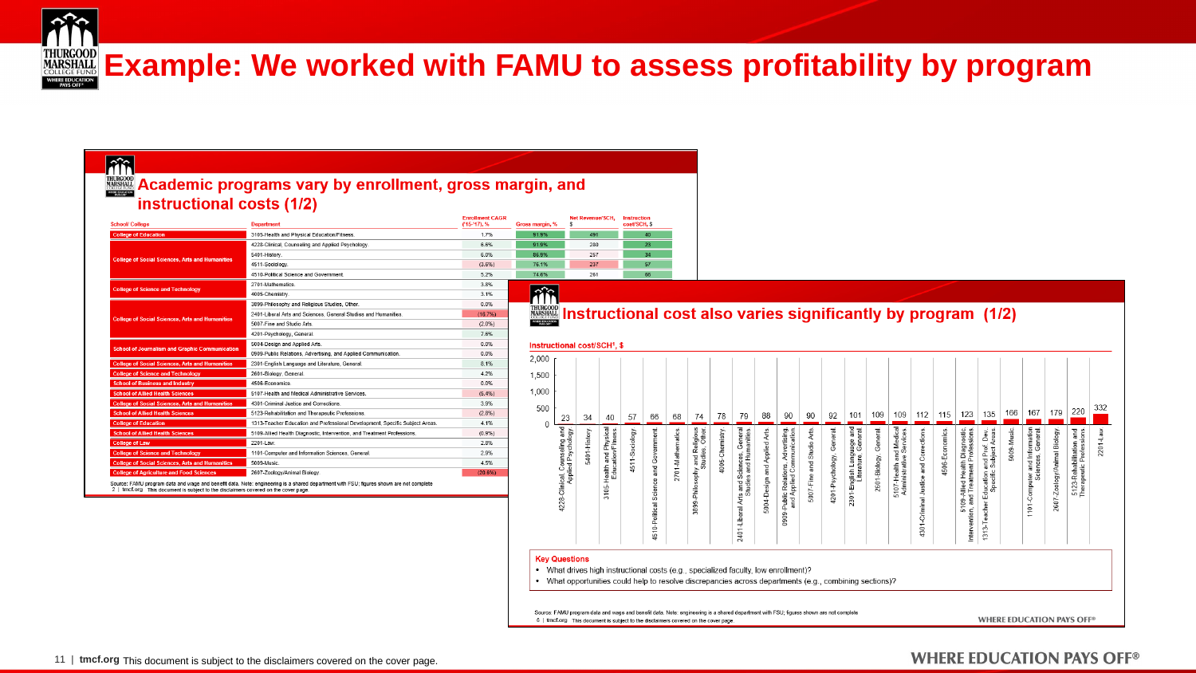# Example: We worked with FAMU to assess profitability by program

## Academic programs vary by enrollment, gross margin, and instructional costs (1/2)

| School/ College | Department | Enrollment CAGR ('15-'17), % | Gross margin, % | Net Revenue/SCH, $ | Instruction cost/SCH, $ |
|---|---|---|---|---|---|
| College of Education | 3105-Health and Physical Education/Fitness. | 1.7% | 91.9% | 491 | 40 |
| College of Social Sciences, Arts and Humanities | 4228-Clinical, Counseling and Applied Psychology. | 6.6% | 91.9% | 280 | 23 |
| | 5401-History. | 6.0% | 86.8% | 257 | 34 |
| | 4511-Sociology. | (3.6%) | 76.1% | 237 | 57 |
| | 4510-Political Science and Government. | 5.2% | 74.6% | 261 | 66 |
| College of Science and Technology | 2701-Mathematics. | 3.8% | | | |
| | 4005-Chemistry. | 3.1% | | | |
| College of Social Sciences, Arts and Humanities | 3899-Philosophy and Religious Studies, Other. | 0.0% | | | |
| | 2401-Liberal Arts and Sciences, General Studies and Humanities. | (16.7%) | | | |
| | 5007-Fine and Studio Arts. | (2.0%) | | | |
| | 4201-Psychology, General. | 7.6% | | | |
| School of Journalism and Graphic Communication | 5004-Design and Applied Arts. | 0.0% | | | |
| | 0909-Public Relations, Advertising, and Applied Communication. | 0.0% | | | |
| College of Social Sciences, Arts and Humanities | 2301-English Language and Literature, General. | 8.1% | | | |
| College of Science and Technology | 2601-Biology, General. | 4.2% | | | |
| School of Business and Industry | 4506-Economics. | 0.0% | | | |
| School of Allied Health Sciences | 5107-Health and Medical Administrative Services. | (6.4%) | | | |
| College of Social Sciences, Arts and Humanities | 4301-Criminal Justice and Corrections. | 3.9% | | | |
| School of Allied Health Sciences | 5123-Rehabilitation and Therapeutic Professions. | (2.8%) | | | |
| College of Education | 1313-Teacher Education and Professional Development, Specific Subject Areas. | 4.1% | | | |
| School of Allied Health Sciences | 5109-Allied Health Diagnostic, Intervention, and Treatment Professions. | (0.9%) | | | |
| College of Law | 2201-Law. | 2.8% | | | |
| College of Science and Technology | 1101-Computer and Information Sciences, General. | 2.9% | | | |
| College of Social Sciences, Arts and Humanities | 5009-Music. | 4.5% | | | |
| College of Agriculture and Food Sciences | 2607-Zoology/Animal Biology | (20.6%) | | | |

Source: FAMU program data and wage and benefit data. Note: engineering is a shared department with FSU; figures shown are not complete

## Instructional cost also varies significantly by program (1/2)

Instructional cost/SCH[1], $

| Program | Instructional cost/SCH, $ |
|---|---|
| 4228-Clinical, Counseling and Applied Psychology | 23 |
| 5401-History | 34 |
| 3105-Health and Physical Education/Fitness | 40 |
| 4511-Sociology | 57 |
| 4510-Political Science and Government | 66 |
| 2701-Mathematics | 68 |
| 3899-Philosophy and Religious Studies, Other | 74 |
| 4005-Chemistry | 78 |
| 2401-Liberal Arts and Sciences, General Studies and Humanities | 79 |
| 5004-Design and Applied Arts | 88 |
| 0909-Public Relations, Advertising, and Applied Communication | 90 |
| 5007-Fine and Studio Arts | 90 |
| 4201-Psychology, General | 92 |
| 2301-English Language and Literature, General | 101 |
| 2601-Biology, General | 109 |
| 5107-Health and Medical Administrative Services | 109 |
| 4301-Criminal Justice and Corrections | 112 |
| 4506-Economics | 115 |
| 5109-Allied Health Diagnostic, Intervention, and Treatment Professions | 123 |
| 1313-Teacher Education and Prof. Dev. Specific Subject Areas | 135 |
| 5009-Music | 166 |
| 1101-Computer and Information Sciences, General | 167 |
| 2607-Zoology/Animal Biology | 179 |
| 5123-Rehabilitation and Therapeutic Professions | 220 |
| 2201-Law | 332 |

**Key Questions**

- What drives high instructional costs (e.g., specialized faculty, low enrollment)?
- What opportunities could help to resolve discrepancies across departments (e.g., combining sections)?

Source: FAMU program data and wage and benefit data. Note: engineering is a shared department with FSU; figures shown are not complete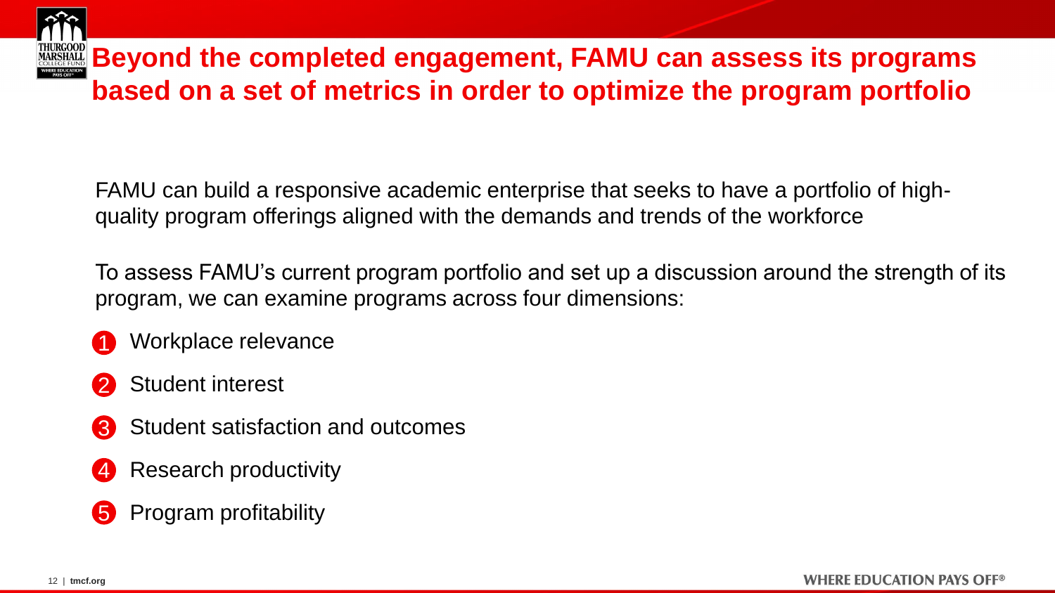# Beyond the completed engagement, FAMU can assess its programs based on a set of metrics in order to optimize the program portfolio

FAMU can build a responsive academic enterprise that seeks to have a portfolio of high-quality program offerings aligned with the demands and trends of the workforce

To assess FAMU's current program portfolio and set up a discussion around the strength of its program, we can examine programs across four dimensions:

1. Workplace relevance
2. Student interest
3. Student satisfaction and outcomes
4. Research productivity
5. Program profitability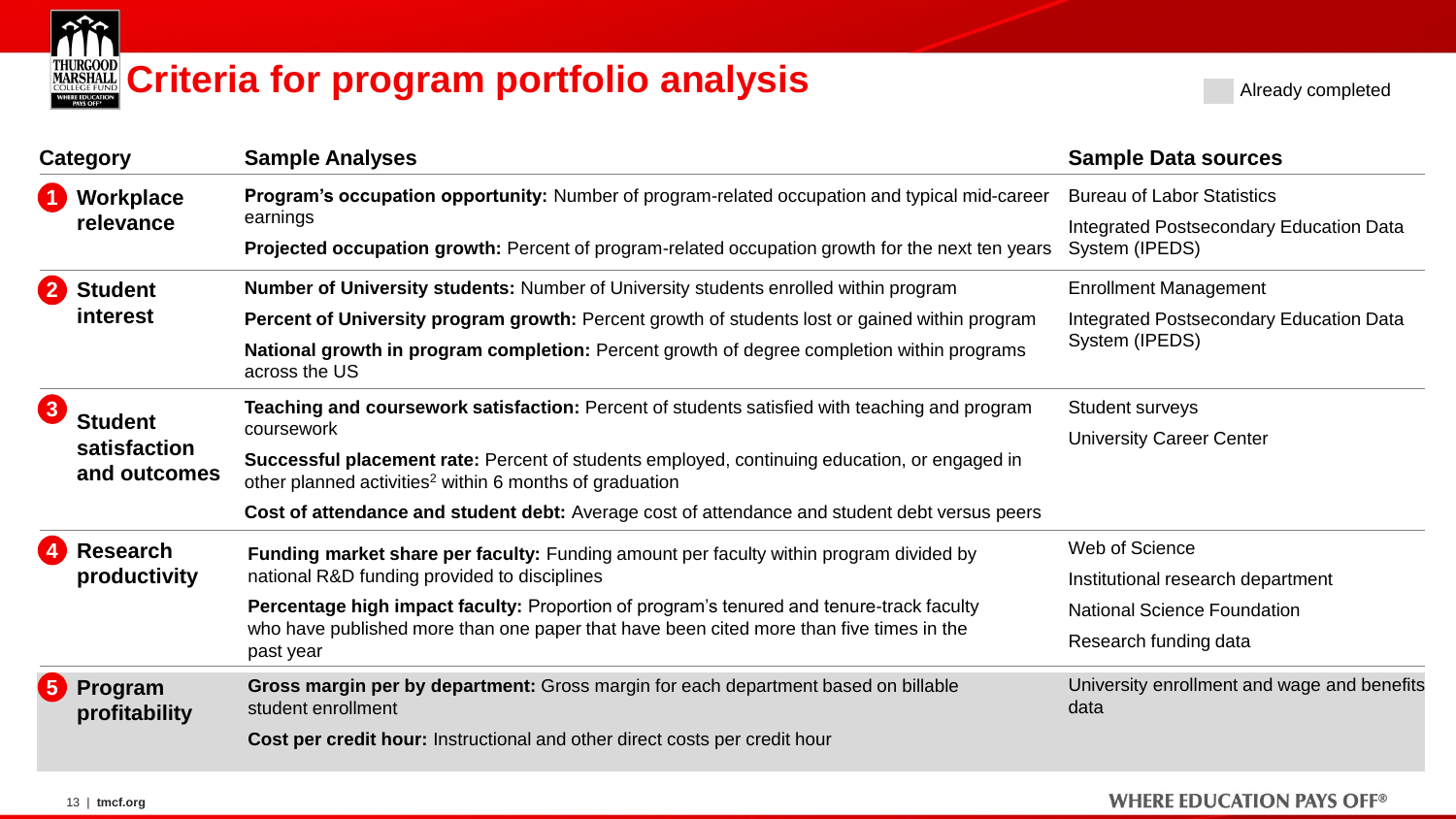# Criteria for program portfolio analysis

Already completed

| Category | Sample Analyses | Sample Data sources |
|---|---|---|
| 1 Workplace relevance | **Program's occupation opportunity:** Number of program-related occupation and typical mid-career earnings<br>**Projected occupation growth:** Percent of program-related occupation growth for the next ten years | Bureau of Labor Statistics<br>Integrated Postsecondary Education Data System (IPEDS) |
| 2 Student interest | **Number of University students:** Number of University students enrolled within program<br>**Percent of University program growth:** Percent growth of students lost or gained within program<br>**National growth in program completion:** Percent growth of degree completion within programs across the US | Enrollment Management<br>Integrated Postsecondary Education Data System (IPEDS) |
| 3 Student satisfaction and outcomes | **Teaching and coursework satisfaction:** Percent of students satisfied with teaching and program coursework<br>**Successful placement rate:** Percent of students employed, continuing education, or engaged in other planned activities[2] within 6 months of graduation<br>**Cost of attendance and student debt:** Average cost of attendance and student debt versus peers | Student surveys<br>University Career Center |
| 4 Research productivity | **Funding market share per faculty:** Funding amount per faculty within program divided by national R&D funding provided to disciplines<br>**Percentage high impact faculty:** Proportion of program's tenured and tenure-track faculty who have published more than one paper that have been cited more than five times in the past year | Web of Science<br>Institutional research department<br>National Science Foundation<br>Research funding data |
| 5 Program profitability | **Gross margin per by department:** Gross margin for each department based on billable student enrollment<br>**Cost per credit hour:** Instructional and other direct costs per credit hour | University enrollment and wage and benefits data |

WHERE EDUCATION PAYS OFF®